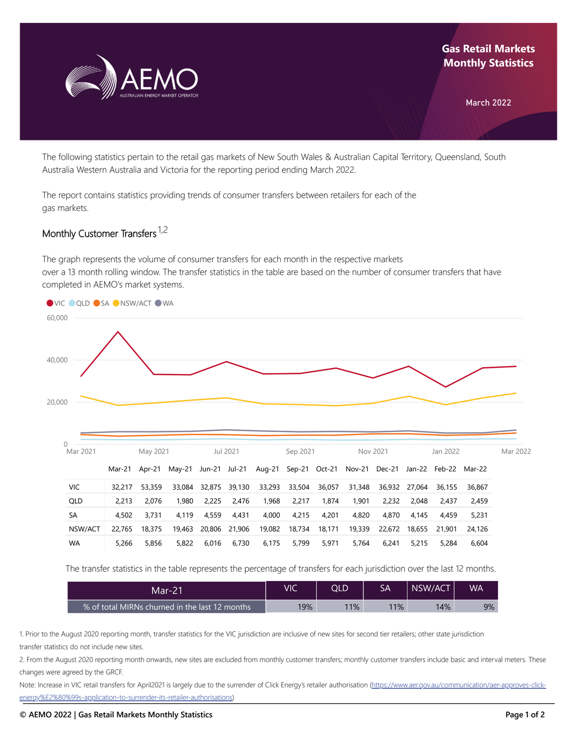# Gas Retail Markets Monthly Statistics

March 2022

The following statistics pertain to the retail gas markets of New South Wales & Australian Capital Territory, Queensland, South Australia Western Australia and Victoria for the reporting period ending March 2022.

The report contains statistics providing trends of consumer transfers between retailers for each of the gas markets.

## Monthly Customer Transfers [1,2]

The graph represents the volume of consumer transfers for each month in the respective markets over a 13 month rolling window. The transfer statistics in the table are based on the number of consumer transfers that have completed in AEMO's market systems.

| | Mar-21 | Apr-21 | May-21 | Jun-21 | Jul-21 | Aug-21 | Sep-21 | Oct-21 | Nov-21 | Dec-21 | Jan-22 | Feb-22 | Mar-22 |
|---|---|---|---|---|---|---|---|---|---|---|---|---|---|
| VIC | 32,217 | 53,359 | 33,084 | 32,875 | 39,130 | 33,293 | 33,504 | 36,057 | 31,348 | 36,932 | 27,064 | 36,155 | 36,867 |
| QLD | 2,213 | 2,076 | 1,980 | 2,225 | 2,476 | 1,968 | 2,217 | 1,874 | 1,901 | 2,232 | 2,048 | 2,437 | 2,459 |
| SA | 4,502 | 3,731 | 4,119 | 4,559 | 4,431 | 4,000 | 4,215 | 4,201 | 4,820 | 4,870 | 4,145 | 4,459 | 5,231 |
| NSW/ACT | 22,765 | 18,375 | 19,463 | 20,806 | 21,906 | 19,082 | 18,734 | 18,171 | 19,339 | 22,672 | 18,655 | 21,901 | 24,126 |
| WA | 5,266 | 5,856 | 5,822 | 6,016 | 6,730 | 6,175 | 5,799 | 5,971 | 5,764 | 6,241 | 5,215 | 5,284 | 6,604 |

The transfer statistics in the table represents the percentage of transfers for each jurisdiction over the last 12 months.

| Mar-21 | VIC | QLD | SA | NSW/ACT | WA |
|---|---|---|---|---|---|
| % of total MIRNs churned in the last 12 months | 19% | 11% | 11% | 14% | 9% |

1. Prior to the August 2020 reporting month, transfer statistics for the VIC jurisdiction are inclusive of new sites for second tier retailers; other state jurisdiction transfer statistics do not include new sites.
2. From the August 2020 reporting month onwards, new sites are excluded from monthly customer transfers; monthly customer transfers include basic and interval meters. These changes were agreed by the GRCF.

Note: Increase in VIC retail transfers for April2021 is largely due to the surrender of Click Energy's retailer authorisation (https://www.aer.gov.au/communication/aer-approves-click-energy%E2%80%99s-application-to-surrender-its-retailer-authorisations)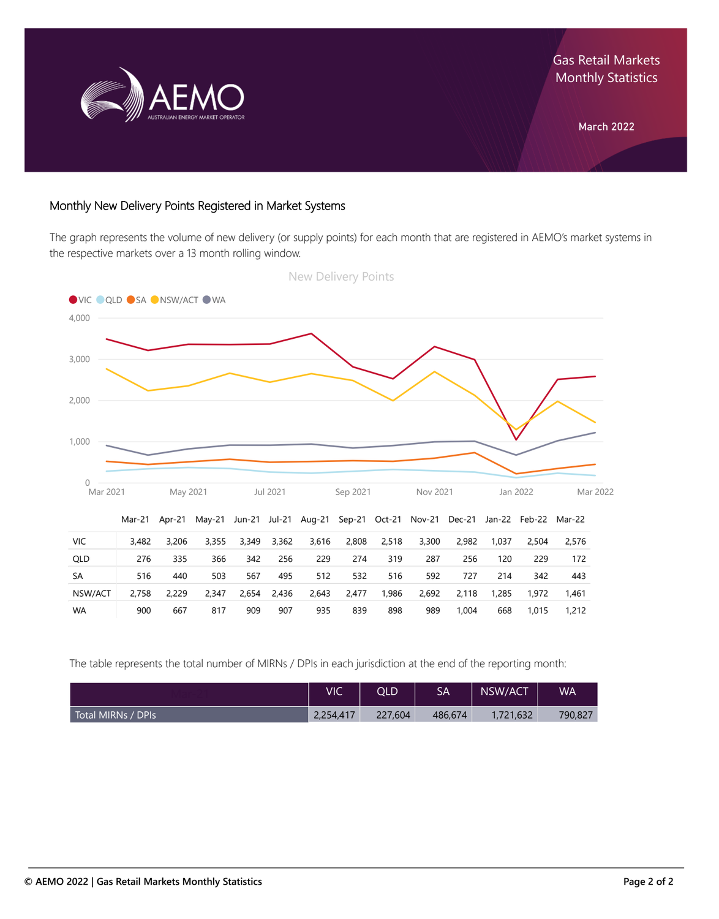Gas Retail Markets Monthly Statistics

March 2022

## Monthly New Delivery Points Registered in Market Systems

The graph represents the volume of new delivery (or supply points) for each month that are registered in AEMO's market systems in the respective markets over a 13 month rolling window.

New Delivery Points

VIC QLD SA NSW/ACT WA

4,000
3,000
2,000
1,000
0

Mar 2021 May 2021 Jul 2021 Sep 2021 Nov 2021 Jan 2022 Mar 2022

| | Mar-21 | Apr-21 | May-21 | Jun-21 | Jul-21 | Aug-21 | Sep-21 | Oct-21 | Nov-21 | Dec-21 | Jan-22 | Feb-22 | Mar-22 |
|---|---|---|---|---|---|---|---|---|---|---|---|---|---|
| VIC | 3,482 | 3,206 | 3,355 | 3,349 | 3,362 | 3,616 | 2,808 | 2,518 | 3,300 | 2,982 | 1,037 | 2,504 | 2,576 |
| QLD | 276 | 335 | 366 | 342 | 256 | 229 | 274 | 319 | 287 | 256 | 120 | 229 | 172 |
| SA | 516 | 440 | 503 | 567 | 495 | 512 | 532 | 516 | 592 | 727 | 214 | 342 | 443 |
| NSW/ACT | 2,758 | 2,229 | 2,347 | 2,654 | 2,436 | 2,643 | 2,477 | 1,986 | 2,692 | 2,118 | 1,285 | 1,972 | 1,461 |
| WA | 900 | 667 | 817 | 909 | 907 | 935 | 839 | 898 | 989 | 1,004 | 668 | 1,015 | 1,212 |

The table represents the total number of MIRNs / DPIs in each jurisdiction at the end of the reporting month:

| Mar-22 | VIC | QLD | SA | NSW/ACT | WA |
|---|---|---|---|---|---|
| Total MIRNs / DPIs | 2,254,417 | 227,604 | 486,674 | 1,721,632 | 790,827 |